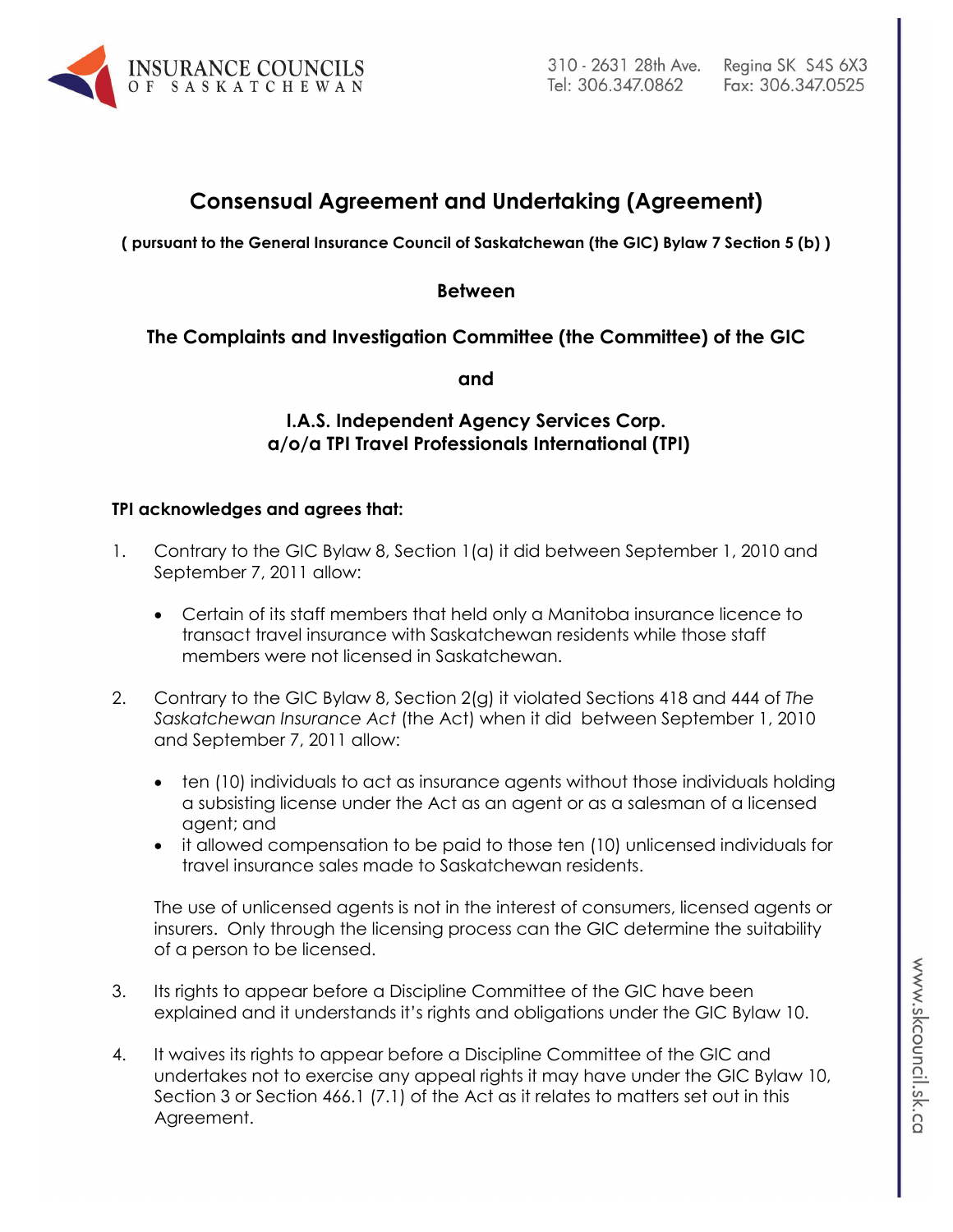# Consensual Agreement and Undertaking (Agreement)

**( pursuant to the General Insurance Council of Saskatchewan (the GIC) Bylaw 7 Section 5 (b) )**

**Between**

**The Complaints and Investigation Committee (the Committee) of the GIC**

**and**

**I.A.S. Independent Agency Services Corp.**
**a/o/a TPI Travel Professionals International (TPI)**

**TPI acknowledges and agrees that:**

1. Contrary to the GIC Bylaw 8, Section 1(a) it did between September 1, 2010 and September 7, 2011 allow:

   - Certain of its staff members that held only a Manitoba insurance licence to transact travel insurance with Saskatchewan residents while those staff members were not licensed in Saskatchewan.

2. Contrary to the GIC Bylaw 8, Section 2(g) it violated Sections 418 and 444 of *The Saskatchewan Insurance Act* (the Act) when it did between September 1, 2010 and September 7, 2011 allow:

   - ten (10) individuals to act as insurance agents without those individuals holding a subsisting license under the Act as an agent or as a salesman of a licensed agent; and
   - it allowed compensation to be paid to those ten (10) unlicensed individuals for travel insurance sales made to Saskatchewan residents.

   The use of unlicensed agents is not in the interest of consumers, licensed agents or insurers. Only through the licensing process can the GIC determine the suitability of a person to be licensed.

3. Its rights to appear before a Discipline Committee of the GIC have been explained and it understands it's rights and obligations under the GIC Bylaw 10.

4. It waives its rights to appear before a Discipline Committee of the GIC and undertakes not to exercise any appeal rights it may have under the GIC Bylaw 10, Section 3 or Section 466.1 (7.1) of the Act as it relates to matters set out in this Agreement.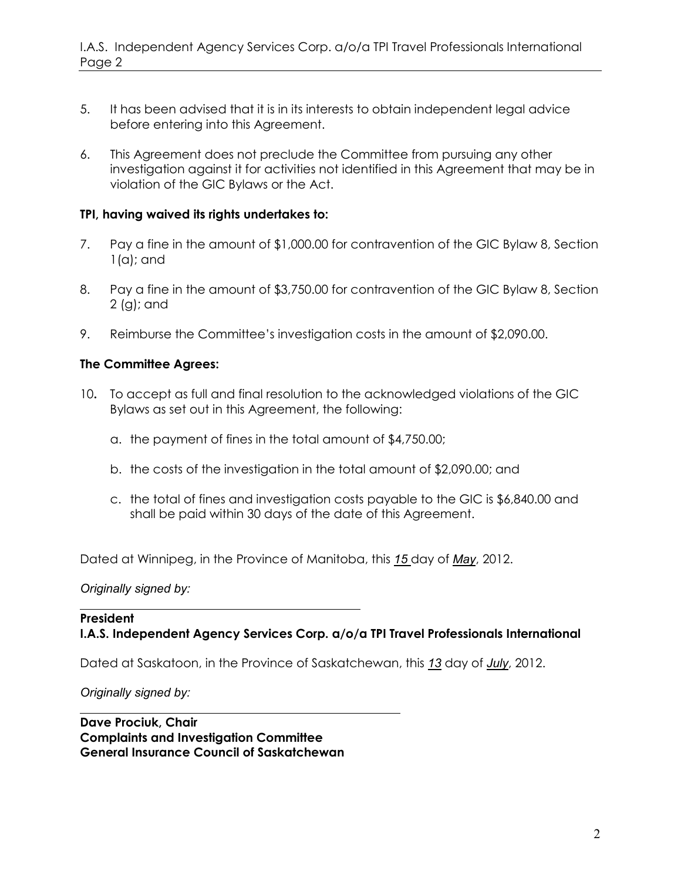5. It has been advised that it is in its interests to obtain independent legal advice before entering into this Agreement.

6. This Agreement does not preclude the Committee from pursuing any other investigation against it for activities not identified in this Agreement that may be in violation of the GIC Bylaws or the Act.

**TPI, having waived its rights undertakes to:**

7. Pay a fine in the amount of $1,000.00 for contravention of the GIC Bylaw 8, Section 1(a); and

8. Pay a fine in the amount of $3,750.00 for contravention of the GIC Bylaw 8, Section 2 (g); and

9. Reimburse the Committee's investigation costs in the amount of $2,090.00.

**The Committee Agrees:**

10. To accept as full and final resolution to the acknowledged violations of the GIC Bylaws as set out in this Agreement, the following:

    a. the payment of fines in the total amount of $4,750.00;

    b. the costs of the investigation in the total amount of $2,090.00; and

    c. the total of fines and investigation costs payable to the GIC is $6,840.00 and shall be paid within 30 days of the date of this Agreement.

Dated at Winnipeg, in the Province of Manitoba, this ***15*** day of ***May***, 2012.

*Originally signed by:*

**President**
**I.A.S. Independent Agency Services Corp. a/o/a TPI Travel Professionals International**

Dated at Saskatoon, in the Province of Saskatchewan, this ***13*** day of ***July***, 2012.

*Originally signed by:*

**Dave Prociuk, Chair**
**Complaints and Investigation Committee**
**General Insurance Council of Saskatchewan**